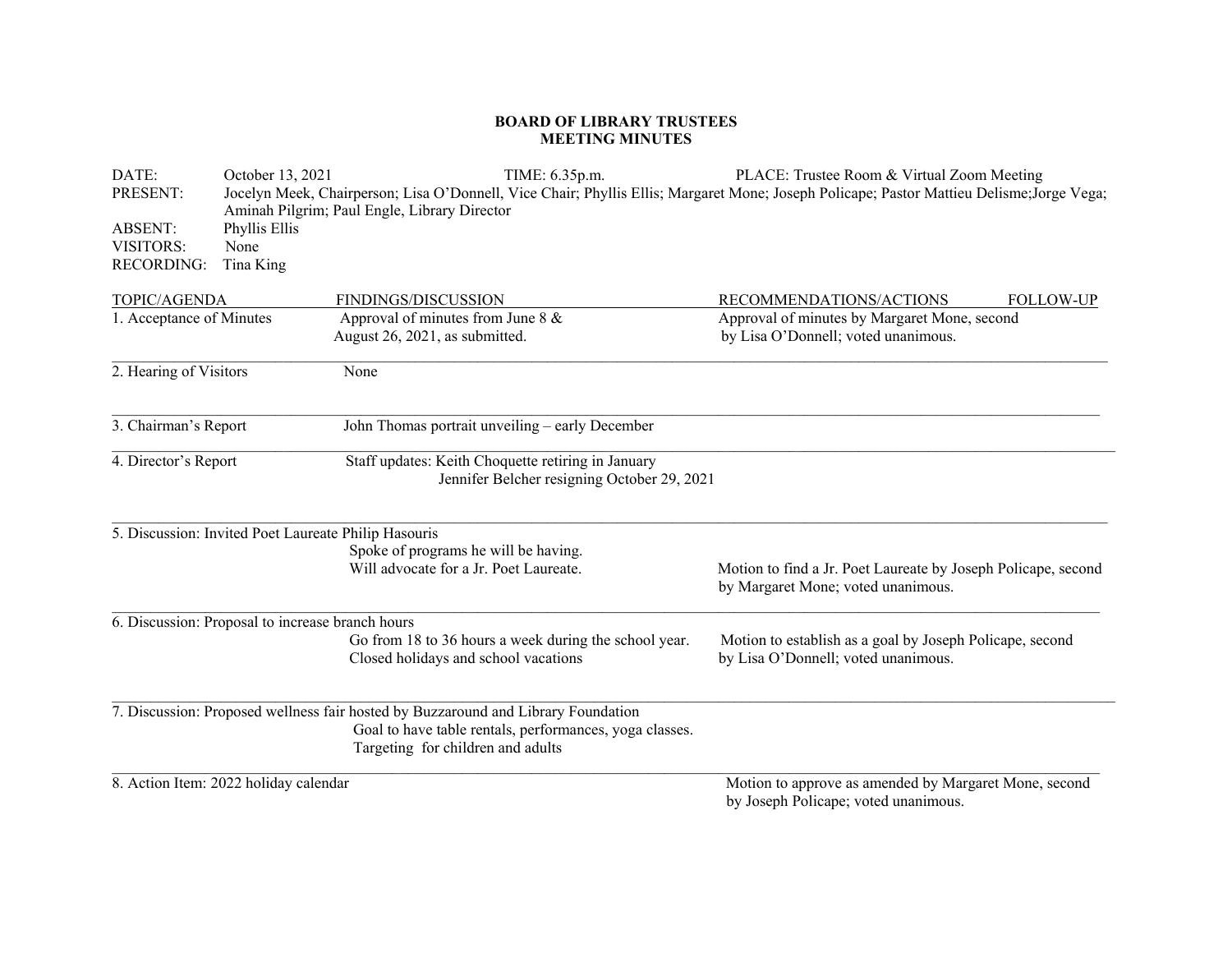**BOARD OF LIBRARY TRUSTEES**
**MEETING MINUTES**

DATE: October 13, 2021    TIME: 6.35p.m.    PLACE: Trustee Room & Virtual Zoom Meeting

PRESENT: Jocelyn Meek, Chairperson; Lisa O'Donnell, Vice Chair; Phyllis Ellis; Margaret Mone; Joseph Policape; Pastor Mattieu Delisme;Jorge Vega; Aminah Pilgrim; Paul Engle, Library Director

ABSENT: Phyllis Ellis

VISITORS: None

RECORDING: Tina King

| TOPIC/AGENDA | FINDINGS/DISCUSSION | RECOMMENDATIONS/ACTIONS | FOLLOW-UP |
|---|---|---|---|
| 1. Acceptance of Minutes | Approval of minutes from June 8 & August 26, 2021, as submitted. | Approval of minutes by Margaret Mone, second by Lisa O'Donnell; voted unanimous. | |
| 2. Hearing of Visitors | None | | |
| 3. Chairman's Report | John Thomas portrait unveiling – early December | | |
| 4. Director's Report | Staff updates: Keith Choquette retiring in January<br>Jennifer Belcher resigning October 29, 2021 | | |
| 5. Discussion: Invited Poet Laureate Philip Hasouris | Spoke of programs he will be having.<br>Will advocate for a Jr. Poet Laureate. | Motion to find a Jr. Poet Laureate by Joseph Policape, second by Margaret Mone; voted unanimous. | |
| 6. Discussion: Proposal to increase branch hours | Go from 18 to 36 hours a week during the school year.<br>Closed holidays and school vacations | Motion to establish as a goal by Joseph Policape, second by Lisa O'Donnell; voted unanimous. | |
| 7. Discussion: Proposed wellness fair hosted by Buzzaround and Library Foundation | Goal to have table rentals, performances, yoga classes.<br>Targeting for children and adults | | |
| 8. Action Item: 2022 holiday calendar | | Motion to approve as amended by Margaret Mone, second by Joseph Policape; voted unanimous. | |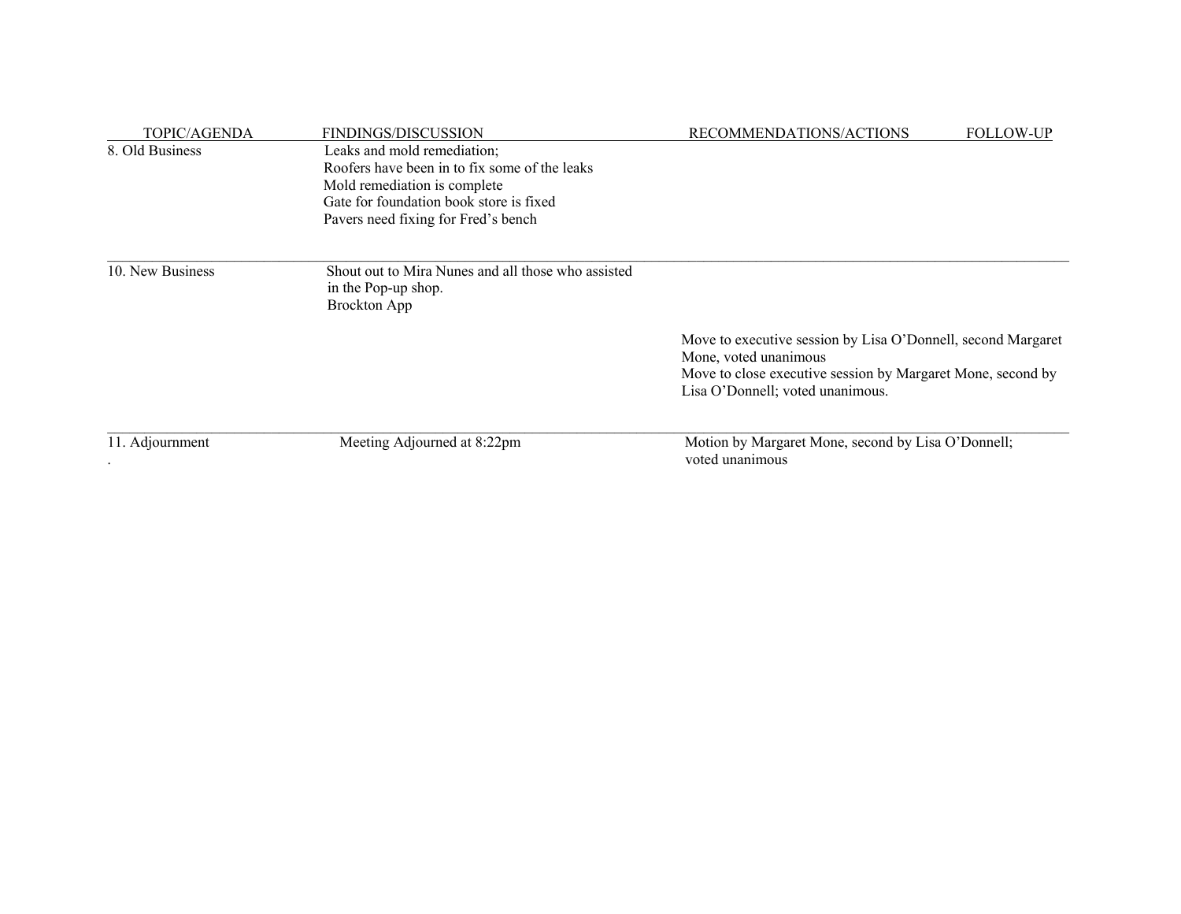| TOPIC/AGENDA | FINDINGS/DISCUSSION | RECOMMENDATIONS/ACTIONS | FOLLOW-UP |
|---|---|---|---|
| 8. Old Business | Leaks and mold remediation;<br>Roofers have been in to fix some of the leaks<br>Mold remediation is complete<br>Gate for foundation book store is fixed<br>Pavers need fixing for Fred's bench | | |
| 10. New Business | Shout out to Mira Nunes and all those who assisted in the Pop-up shop.<br>Brockton App | Move to executive session by Lisa O'Donnell, second Margaret Mone, voted unanimous<br>Move to close executive session by Margaret Mone, second by Lisa O'Donnell; voted unanimous. | |
| 11. Adjournment<br>. | Meeting Adjourned at 8:22pm | Motion by Margaret Mone, second by Lisa O'Donnell; voted unanimous | |